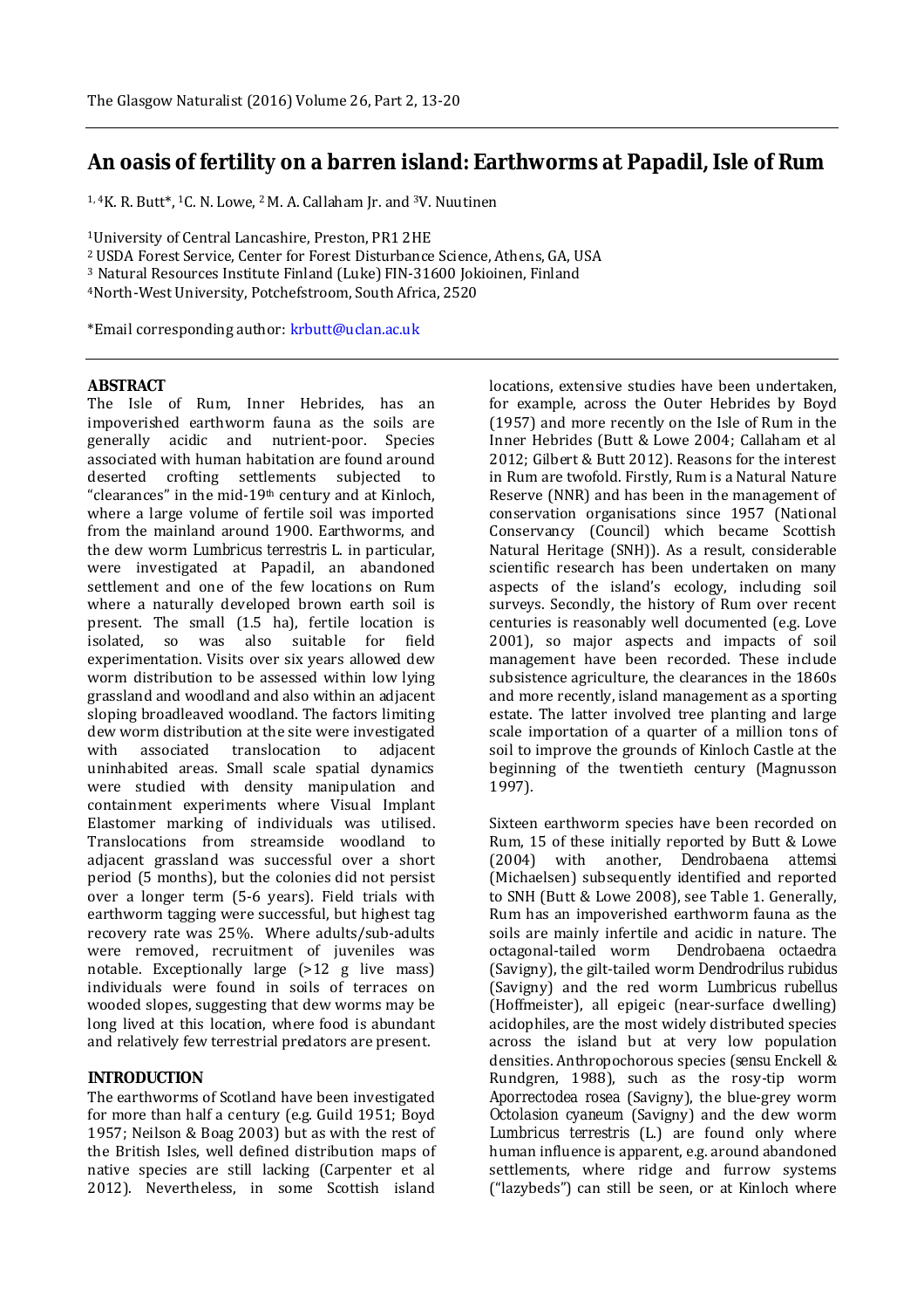# An oasis of fertility on a barren island: Earthworms at Papadil, Isle of Rum

[1,4]K. R. Butt*, [1]C. N. Lowe, [2]M. A. Callaham Jr. and [3]V. Nuutinen

[1]University of Central Lancashire, Preston, PR1 2HE
[2] USDA Forest Service, Center for Forest Disturbance Science, Athens, GA, USA
[3] Natural Resources Institute Finland (Luke) FIN-31600 Jokioinen, Finland
[4]North-West University, Potchefstroom, South Africa, 2520

*Email corresponding author: krbutt@uclan.ac.uk

## ABSTRACT

The Isle of Rum, Inner Hebrides, has an impoverished earthworm fauna as the soils are generally acidic and nutrient-poor. Species associated with human habitation are found around deserted crofting settlements subjected to "clearances" in the mid-19th century and at Kinloch, where a large volume of fertile soil was imported from the mainland around 1900. Earthworms, and the dew worm *Lumbricus terrestris* L. in particular, were investigated at Papadil, an abandoned settlement and one of the few locations on Rum where a naturally developed brown earth soil is present. The small (1.5 ha), fertile location is isolated, so was also suitable for field experimentation. Visits over six years allowed dew worm distribution to be assessed within low lying grassland and woodland and also within an adjacent sloping broadleaved woodland. The factors limiting dew worm distribution at the site were investigated with associated translocation to adjacent uninhabited areas. Small scale spatial dynamics were studied with density manipulation and containment experiments where Visual Implant Elastomer marking of individuals was utilised. Translocations from streamside woodland to adjacent grassland was successful over a short period (5 months), but the colonies did not persist over a longer term (5-6 years). Field trials with earthworm tagging were successful, but highest tag recovery rate was 25%. Where adults/sub-adults were removed, recruitment of juveniles was notable. Exceptionally large (>12 g live mass) individuals were found in soils of terraces on wooded slopes, suggesting that dew worms may be long lived at this location, where food is abundant and relatively few terrestrial predators are present.

## INTRODUCTION

The earthworms of Scotland have been investigated for more than half a century (e.g. Guild 1951; Boyd 1957; Neilson & Boag 2003) but as with the rest of the British Isles, well defined distribution maps of native species are still lacking (Carpenter et al 2012). Nevertheless, in some Scottish island locations, extensive studies have been undertaken, for example, across the Outer Hebrides by Boyd (1957) and more recently on the Isle of Rum in the Inner Hebrides (Butt & Lowe 2004; Callaham et al 2012; Gilbert & Butt 2012). Reasons for the interest in Rum are twofold. Firstly, Rum is a Natural Nature Reserve (NNR) and has been in the management of conservation organisations since 1957 (National Conservancy (Council) which became Scottish Natural Heritage (SNH)). As a result, considerable scientific research has been undertaken on many aspects of the island's ecology, including soil surveys. Secondly, the history of Rum over recent centuries is reasonably well documented (e.g. Love 2001), so major aspects and impacts of soil management have been recorded. These include subsistence agriculture, the clearances in the 1860s and more recently, island management as a sporting estate. The latter involved tree planting and large scale importation of a quarter of a million tons of soil to improve the grounds of Kinloch Castle at the beginning of the twentieth century (Magnusson 1997).

Sixteen earthworm species have been recorded on Rum, 15 of these initially reported by Butt & Lowe (2004) with another, *Dendrobaena attemsi* (Michaelsen) subsequently identified and reported to SNH (Butt & Lowe 2008), see Table 1. Generally, Rum has an impoverished earthworm fauna as the soils are mainly infertile and acidic in nature. The octagonal-tailed worm *Dendrobaena octaedra* (Savigny), the gilt-tailed worm *Dendrodrilus rubidus* (Savigny) and the red worm *Lumbricus rubellus* (Hoffmeister), all epigeic (near-surface dwelling) acidophiles, are the most widely distributed species across the island but at very low population densities. Anthropochorous species (*sensu* Enckell & Rundgren, 1988), such as the rosy-tip worm *Aporrectodea rosea* (Savigny), the blue-grey worm *Octolasion cyaneum* (Savigny) and the dew worm *Lumbricus terrestris* (L.) are found only where human influence is apparent, e.g. around abandoned settlements, where ridge and furrow systems ("lazybeds") can still be seen, or at Kinloch where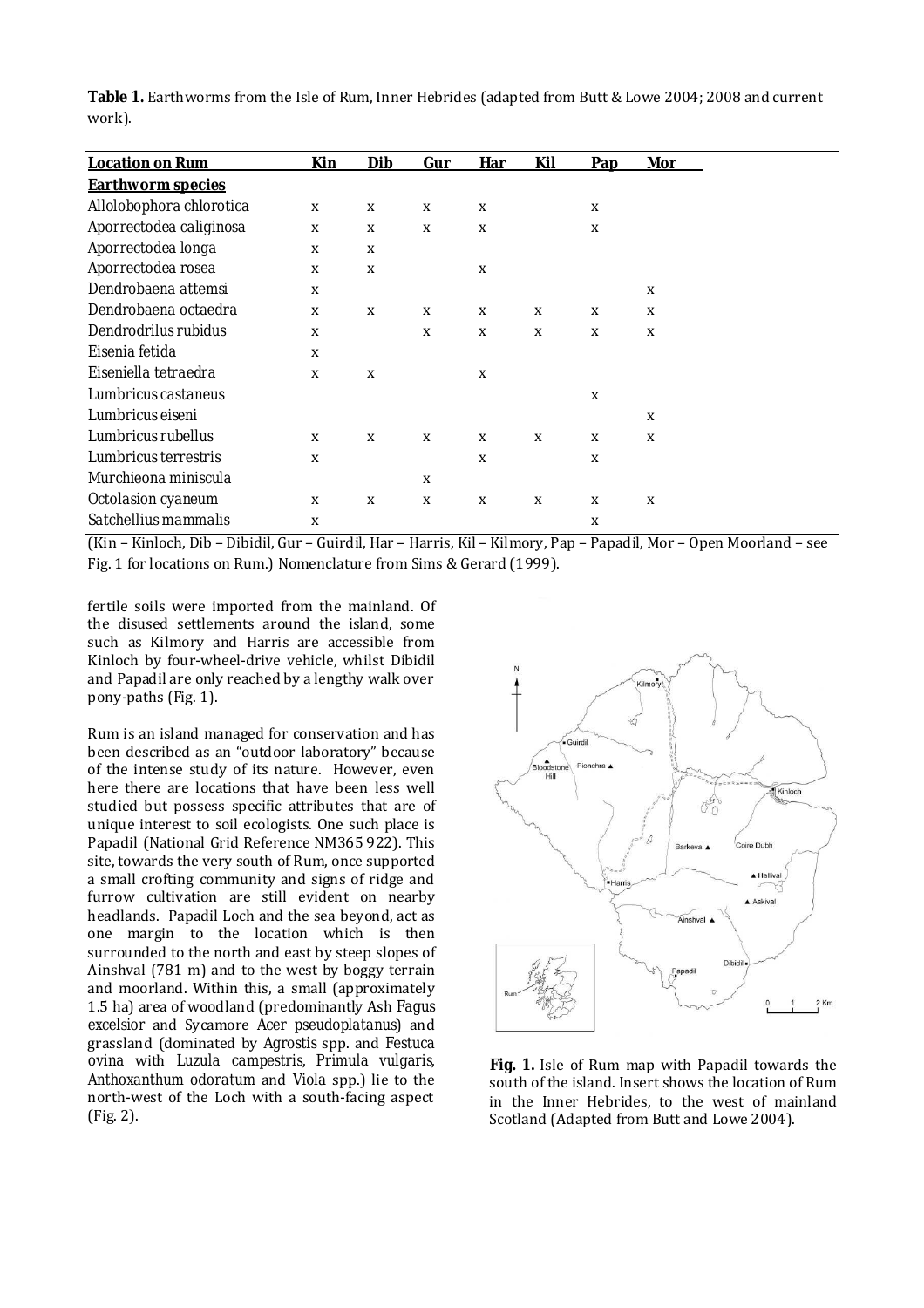**Table 1.** Earthworms from the Isle of Rum, Inner Hebrides (adapted from Butt & Lowe 2004; 2008 and current work).

| Location on Rum | Kin | Dib | Gur | Har | Kil | Pap | Mor |
|---|---|---|---|---|---|---|---|
| **Earthworm species** | | | | | | | |
| *Allolobophora chlorotica* | x | x | x | x | | x | |
| *Aporrectodea caliginosa* | x | x | x | x | | x | |
| *Aporrectodea longa* | x | x | | | | | |
| *Aporrectodea rosea* | x | x | | x | | | |
| *Dendrobaena attemsi* | x | | | | | | x |
| *Dendrobaena octaedra* | x | x | x | x | x | x | x |
| *Dendrodrilus rubidus* | x | | x | x | x | x | x |
| *Eisenia fetida* | x | | | | | | |
| *Eiseniella tetraedra* | x | x | | x | | | |
| *Lumbricus castaneus* | | | | | | x | |
| *Lumbricus eiseni* | | | | | | | x |
| *Lumbricus rubellus* | x | x | x | x | x | x | x |
| *Lumbricus terrestris* | x | | | x | | x | |
| *Murchieona miniscula* | | | x | | | | |
| *Octolasion cyaneum* | x | x | x | x | x | x | x |
| *Satchellius mammalis* | x | | | | | x | |

(Kin – Kinloch, Dib – Dibidil, Gur – Guirdil, Har – Harris, Kil – Kilmory, Pap – Papadil, Mor – Open Moorland – see Fig. 1 for locations on Rum.) Nomenclature from Sims & Gerard (1999).

fertile soils were imported from the mainland. Of the disused settlements around the island, some such as Kilmory and Harris are accessible from Kinloch by four-wheel-drive vehicle, whilst Dibidil and Papadil are only reached by a lengthy walk over pony-paths (Fig. 1).

Rum is an island managed for conservation and has been described as an "outdoor laboratory" because of the intense study of its nature. However, even here there are locations that have been less well studied but possess specific attributes that are of unique interest to soil ecologists. One such place is Papadil (National Grid Reference NM365 922). This site, towards the very south of Rum, once supported a small crofting community and signs of ridge and furrow cultivation are still evident on nearby headlands. Papadil Loch and the sea beyond, act as one margin to the location which is then surrounded to the north and east by steep slopes of Ainshval (781 m) and to the west by boggy terrain and moorland. Within this, a small (approximately 1.5 ha) area of woodland (predominantly Ash *Fagus excelsior* and Sycamore *Acer pseudoplatanus*) and grassland (dominated by *Agrostis* spp. and *Festuca ovina* with *Luzula campestris*, *Primula vulgaris*, *Anthoxanthum odoratum* and *Viola* spp.) lie to the north-west of the Loch with a south-facing aspect (Fig. 2).

**Fig. 1.** Isle of Rum map with Papadil towards the south of the island. Insert shows the location of Rum in the Inner Hebrides, to the west of mainland Scotland (Adapted from Butt and Lowe 2004).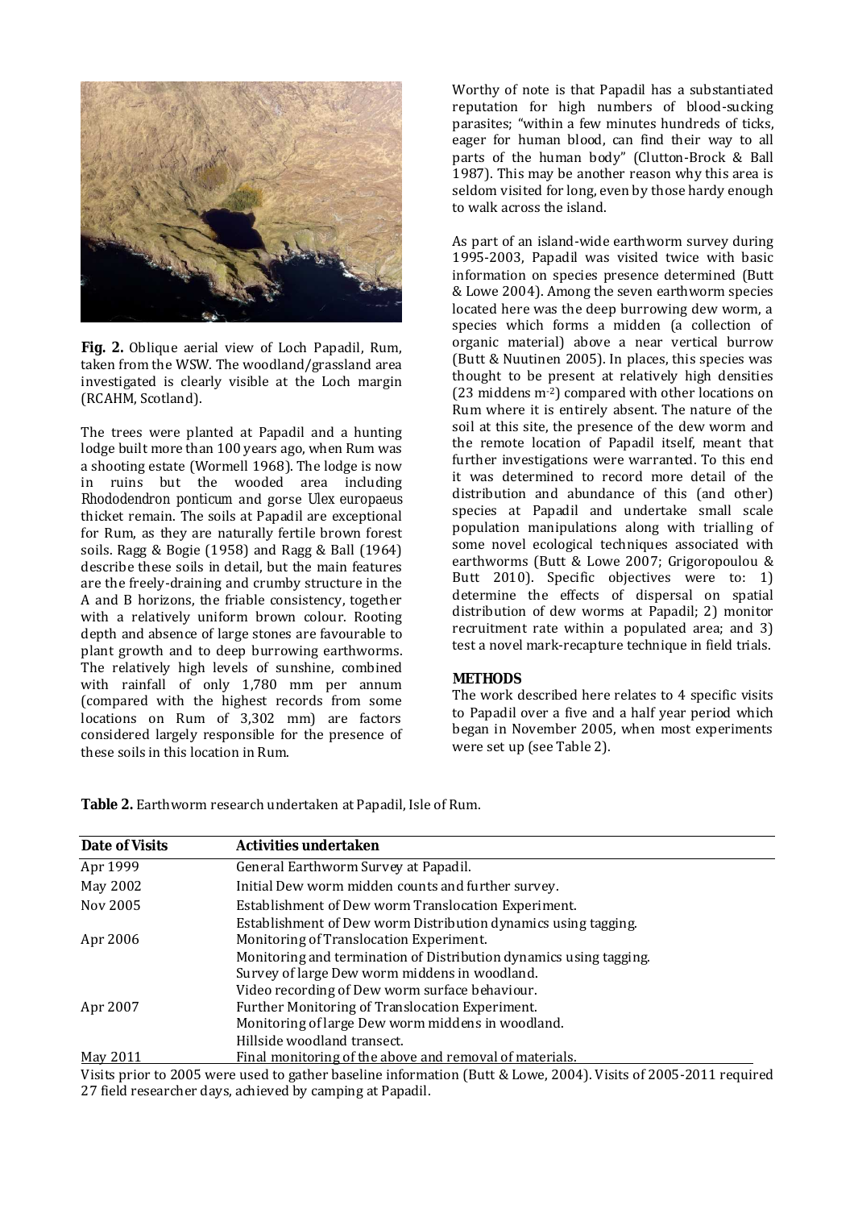**Fig. 2.** Oblique aerial view of Loch Papadil, Rum, taken from the WSW. The woodland/grassland area investigated is clearly visible at the Loch margin (RCAHM, Scotland).

The trees were planted at Papadil and a hunting lodge built more than 100 years ago, when Rum was a shooting estate (Wormell 1968). The lodge is now in ruins but the wooded area including *Rhododendron ponticum* and gorse *Ulex europaeus* thicket remain. The soils at Papadil are exceptional for Rum, as they are naturally fertile brown forest soils. Ragg & Bogie (1958) and Ragg & Ball (1964) describe these soils in detail, but the main features are the freely-draining and crumby structure in the A and B horizons, the friable consistency, together with a relatively uniform brown colour. Rooting depth and absence of large stones are favourable to plant growth and to deep burrowing earthworms. The relatively high levels of sunshine, combined with rainfall of only 1,780 mm per annum (compared with the highest records from some locations on Rum of 3,302 mm) are factors considered largely responsible for the presence of these soils in this location in Rum.

Worthy of note is that Papadil has a substantiated reputation for high numbers of blood-sucking parasites; "within a few minutes hundreds of ticks, eager for human blood, can find their way to all parts of the human body" (Clutton-Brock & Ball 1987). This may be another reason why this area is seldom visited for long, even by those hardy enough to walk across the island.

As part of an island-wide earthworm survey during 1995-2003, Papadil was visited twice with basic information on species presence determined (Butt & Lowe 2004). Among the seven earthworm species located here was the deep burrowing dew worm, a species which forms a midden (a collection of organic material) above a near vertical burrow (Butt & Nuutinen 2005). In places, this species was thought to be present at relatively high densities (23 middens $m^{-2}$) compared with other locations on Rum where it is entirely absent. The nature of the soil at this site, the presence of the dew worm and the remote location of Papadil itself, meant that further investigations were warranted. To this end it was determined to record more detail of the distribution and abundance of this (and other) species at Papadil and undertake small scale population manipulations along with trialling of some novel ecological techniques associated with earthworms (Butt & Lowe 2007; Grigoropoulou & Butt 2010). Specific objectives were to: 1) determine the effects of dispersal on spatial distribution of dew worms at Papadil; 2) monitor recruitment rate within a populated area; and 3) test a novel mark-recapture technique in field trials.

## METHODS

The work described here relates to 4 specific visits to Papadil over a five and a half year period which began in November 2005, when most experiments were set up (see Table 2).

**Table 2.** Earthworm research undertaken at Papadil, Isle of Rum.

| Date of Visits | Activities undertaken |
|---|---|
| Apr 1999 | General Earthworm Survey at Papadil. |
| May 2002 | Initial Dew worm midden counts and further survey. |
| Nov 2005 | Establishment of Dew worm Translocation Experiment.<br>Establishment of Dew worm Distribution dynamics using tagging. |
| Apr 2006 | Monitoring of Translocation Experiment.<br>Monitoring and termination of Distribution dynamics using tagging.<br>Survey of large Dew worm middens in woodland.<br>Video recording of Dew worm surface behaviour. |
| Apr 2007 | Further Monitoring of Translocation Experiment.<br>Monitoring of large Dew worm middens in woodland.<br>Hillside woodland transect. |
| May 2011 | Final monitoring of the above and removal of materials. |

Visits prior to 2005 were used to gather baseline information (Butt & Lowe, 2004). Visits of 2005-2011 required 27 field researcher days, achieved by camping at Papadil.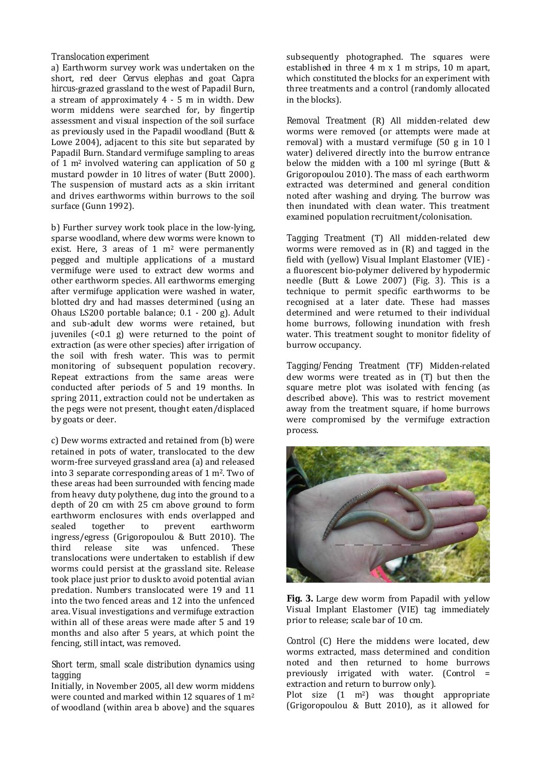*Translocation experiment*

a) Earthworm survey work was undertaken on the short, red deer *Cervus elephas* and goat *Capra hircus*-grazed grassland to the west of Papadil Burn, a stream of approximately 4 - 5 m in width. Dew worm middens were searched for, by fingertip assessment and visual inspection of the soil surface as previously used in the Papadil woodland (Butt & Lowe 2004), adjacent to this site but separated by Papadil Burn. Standard vermifuge sampling to areas of 1 m$^2$ involved watering can application of 50 g mustard powder in 10 litres of water (Butt 2000). The suspension of mustard acts as a skin irritant and drives earthworms within burrows to the soil surface (Gunn 1992).

b) Further survey work took place in the low-lying, sparse woodland, where dew worms were known to exist. Here, 3 areas of 1 m$^2$ were permanently pegged and multiple applications of a mustard vermifuge were used to extract dew worms and other earthworm species. All earthworms emerging after vermifuge application were washed in water, blotted dry and had masses determined (using an Ohaus LS200 portable balance; 0.1 - 200 g). Adult and sub-adult dew worms were retained, but juveniles (<0.1 g) were returned to the point of extraction (as were other species) after irrigation of the soil with fresh water. This was to permit monitoring of subsequent population recovery. Repeat extractions from the same areas were conducted after periods of 5 and 19 months. In spring 2011, extraction could not be undertaken as the pegs were not present, thought eaten/displaced by goats or deer.

c) Dew worms extracted and retained from (b) were retained in pots of water, translocated to the dew worm-free surveyed grassland area (a) and released into 3 separate corresponding areas of 1 m$^2$. Two of these areas had been surrounded with fencing made from heavy duty polythene, dug into the ground to a depth of 20 cm with 25 cm above ground to form earthworm enclosures with ends overlapped and sealed together to prevent earthworm ingress/egress (Grigoropoulou & Butt 2010). The third release site was unfenced. These translocations were undertaken to establish if dew worms could persist at the grassland site. Release took place just prior to dusk to avoid potential avian predation. Numbers translocated were 19 and 11 into the two fenced areas and 12 into the unfenced area. Visual investigations and vermifuge extraction within all of these areas were made after 5 and 19 months and also after 5 years, at which point the fencing, still intact, was removed.

*Short term, small scale distribution dynamics using tagging*

Initially, in November 2005, all dew worm middens were counted and marked within 12 squares of 1 m$^2$ of woodland (within area b above) and the squares subsequently photographed. The squares were established in three 4 m x 1 m strips, 10 m apart, which constituted the blocks for an experiment with three treatments and a control (randomly allocated in the blocks).

*Removal Treatment* (R) All midden-related dew worms were removed (or attempts were made at removal) with a mustard vermifuge (50 g in 10 l water) delivered directly into the burrow entrance below the midden with a 100 ml syringe (Butt & Grigoropoulou 2010). The mass of each earthworm extracted was determined and general condition noted after washing and drying. The burrow was then inundated with clean water. This treatment examined population recruitment/colonisation.

*Tagging Treatment* (T) All midden-related dew worms were removed as in (R) and tagged in the field with (yellow) Visual Implant Elastomer (VIE) - a fluorescent bio-polymer delivered by hypodermic needle (Butt & Lowe 2007) (Fig. 3). This is a technique to permit specific earthworms to be recognised at a later date. These had masses determined and were returned to their individual home burrows, following inundation with fresh water. This treatment sought to monitor fidelity of burrow occupancy.

*Tagging/Fencing Treatment* (TF) Midden-related dew worms were treated as in (T) but then the square metre plot was isolated with fencing (as described above). This was to restrict movement away from the treatment square, if home burrows were compromised by the vermifuge extraction process.

**Fig. 3.** Large dew worm from Papadil with yellow Visual Implant Elastomer (VIE) tag immediately prior to release; scale bar of 10 cm.

*Control* (C) Here the middens were located, dew worms extracted, mass determined and condition noted and then returned to home burrows previously irrigated with water. (Control = extraction and return to burrow only).

Plot size (1 m$^2$) was thought appropriate (Grigoropoulou & Butt 2010), as it allowed for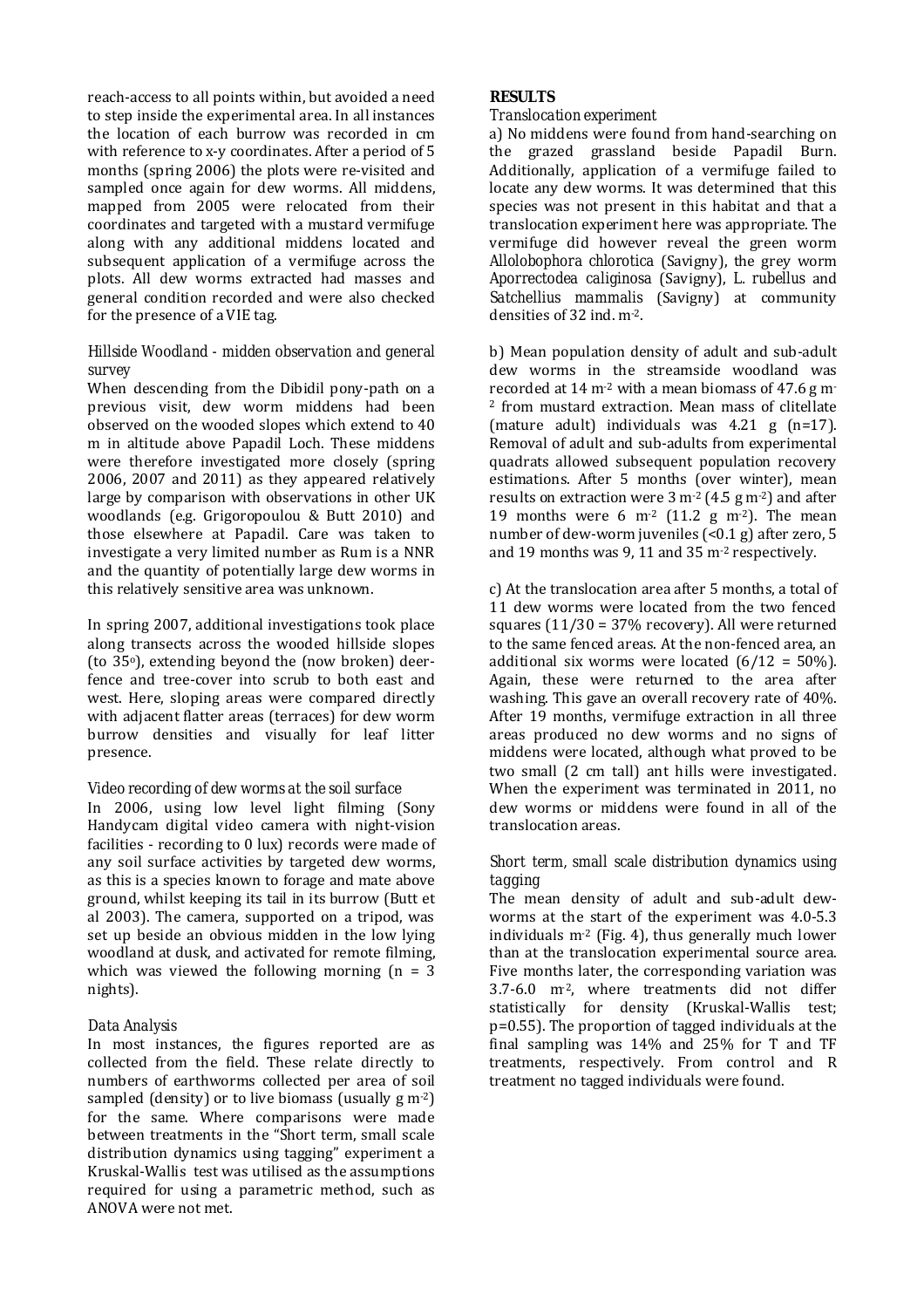reach-access to all points within, but avoided a need to step inside the experimental area. In all instances the location of each burrow was recorded in cm with reference to x-y coordinates. After a period of 5 months (spring 2006) the plots were re-visited and sampled once again for dew worms. All middens, mapped from 2005 were relocated from their coordinates and targeted with a mustard vermifuge along with any additional middens located and subsequent application of a vermifuge across the plots. All dew worms extracted had masses and general condition recorded and were also checked for the presence of a VIE tag.

### Hillside Woodland - midden observation and general survey

When descending from the Dibidil pony-path on a previous visit, dew worm middens had been observed on the wooded slopes which extend to 40 m in altitude above Papadil Loch. These middens were therefore investigated more closely (spring 2006, 2007 and 2011) as they appeared relatively large by comparison with observations in other UK woodlands (e.g. Grigoropoulou & Butt 2010) and those elsewhere at Papadil. Care was taken to investigate a very limited number as Rum is a NNR and the quantity of potentially large dew worms in this relatively sensitive area was unknown.

In spring 2007, additional investigations took place along transects across the wooded hillside slopes (to 35°), extending beyond the (now broken) deer-fence and tree-cover into scrub to both east and west. Here, sloping areas were compared directly with adjacent flatter areas (terraces) for dew worm burrow densities and visually for leaf litter presence.

### Video recording of dew worms at the soil surface

In 2006, using low level light filming (Sony Handycam digital video camera with night-vision facilities - recording to 0 lux) records were made of any soil surface activities by targeted dew worms, as this is a species known to forage and mate above ground, whilst keeping its tail in its burrow (Butt et al 2003). The camera, supported on a tripod, was set up beside an obvious midden in the low lying woodland at dusk, and activated for remote filming, which was viewed the following morning (n = 3 nights).

### Data Analysis

In most instances, the figures reported are as collected from the field. These relate directly to numbers of earthworms collected per area of soil sampled (density) or to live biomass (usually g $m^{-2}$) for the same. Where comparisons were made between treatments in the "Short term, small scale distribution dynamics using tagging" experiment a Kruskal-Wallis test was utilised as the assumptions required for using a parametric method, such as ANOVA were not met.

## RESULTS

### Translocation experiment

a) No middens were found from hand-searching on the grazed grassland beside Papadil Burn. Additionally, application of a vermifuge failed to locate any dew worms. It was determined that this species was not present in this habitat and that a translocation experiment here was appropriate. The vermifuge did however reveal the green worm *Allolobophora chlorotica* (Savigny), the grey worm *Aporrectodea caliginosa* (Savigny), *L. rubellus* and *Satchellius mammalis* (Savigny) at community densities of 32 ind. $m^{-2}$.

b) Mean population density of adult and sub-adult dew worms in the streamside woodland was recorded at 14 $m^{-2}$ with a mean biomass of 47.6 g $m^{-2}$ from mustard extraction. Mean mass of clitellate (mature adult) individuals was 4.21 g (n=17). Removal of adult and sub-adults from experimental quadrats allowed subsequent population recovery estimations. After 5 months (over winter), mean results on extraction were 3 $m^{-2}$ (4.5 g $m^{-2}$) and after 19 months were 6 $m^{-2}$ (11.2 g $m^{-2}$). The mean number of dew-worm juveniles (<0.1 g) after zero, 5 and 19 months was 9, 11 and 35 $m^{-2}$ respectively.

c) At the translocation area after 5 months, a total of 11 dew worms were located from the two fenced squares (11/30 = 37% recovery). All were returned to the same fenced areas. At the non-fenced area, an additional six worms were located (6/12 = 50%). Again, these were returned to the area after washing. This gave an overall recovery rate of 40%. After 19 months, vermifuge extraction in all three areas produced no dew worms and no signs of middens were located, although what proved to be two small (2 cm tall) ant hills were investigated. When the experiment was terminated in 2011, no dew worms or middens were found in all of the translocation areas.

### Short term, small scale distribution dynamics using tagging

The mean density of adult and sub-adult dew-worms at the start of the experiment was 4.0-5.3 individuals $m^{-2}$ (Fig. 4), thus generally much lower than at the translocation experimental source area. Five months later, the corresponding variation was 3.7-6.0 $m^{-2}$, where treatments did not differ statistically for density (Kruskal-Wallis test; p=0.55). The proportion of tagged individuals at the final sampling was 14% and 25% for T and TF treatments, respectively. From control and R treatment no tagged individuals were found.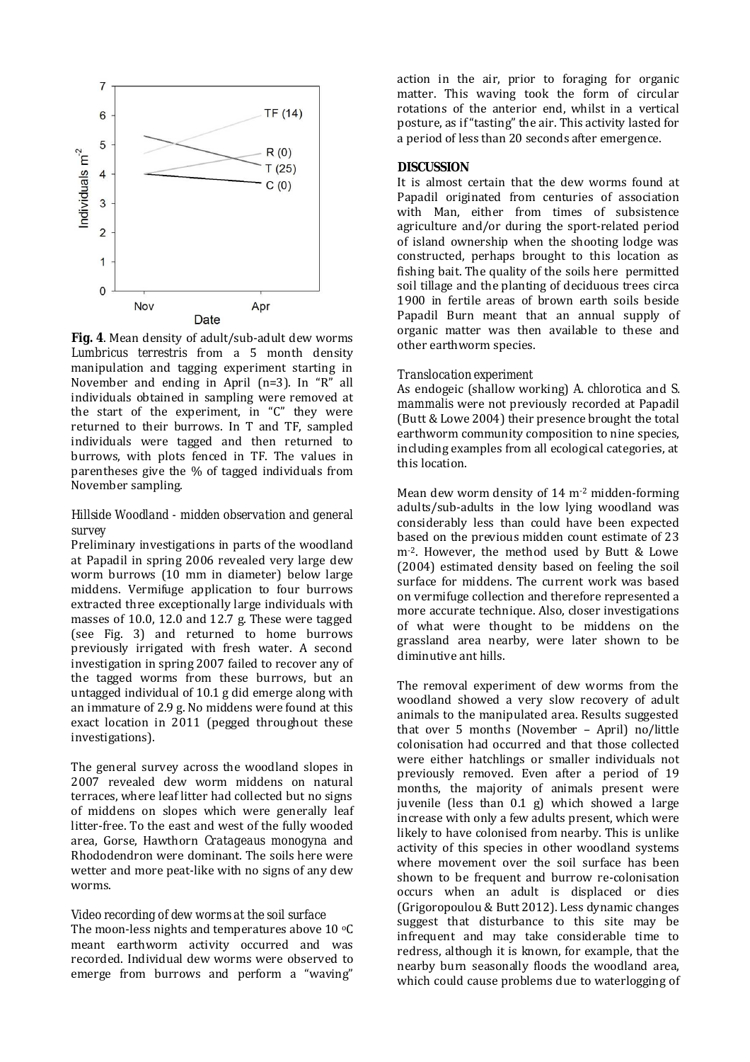**Fig. 4**. Mean density of adult/sub-adult dew worms *Lumbricus terrestris* from a 5 month density manipulation and tagging experiment starting in November and ending in April (n=3). In "R" all individuals obtained in sampling were removed at the start of the experiment, in "C" they were returned to their burrows. In T and TF, sampled individuals were tagged and then returned to burrows, with plots fenced in TF. The values in parentheses give the % of tagged individuals from November sampling.

*Hillside Woodland - midden observation and general survey*

Preliminary investigations in parts of the woodland at Papadil in spring 2006 revealed very large dew worm burrows (10 mm in diameter) below large middens. Vermifuge application to four burrows extracted three exceptionally large individuals with masses of 10.0, 12.0 and 12.7 g. These were tagged (see Fig. 3) and returned to home burrows previously irrigated with fresh water. A second investigation in spring 2007 failed to recover any of the tagged worms from these burrows, but an untagged individual of 10.1 g did emerge along with an immature of 2.9 g. No middens were found at this exact location in 2011 (pegged throughout these investigations).

The general survey across the woodland slopes in 2007 revealed dew worm middens on natural terraces, where leaf litter had collected but no signs of middens on slopes which were generally leaf litter-free. To the east and west of the fully wooded area, Gorse, Hawthorn *Cratageaus monogyna* and Rhododendron were dominant. The soils here were wetter and more peat-like with no signs of any dew worms.

*Video recording of dew worms at the soil surface*

The moon-less nights and temperatures above 10 °C meant earthworm activity occurred and was recorded. Individual dew worms were observed to emerge from burrows and perform a "waving" action in the air, prior to foraging for organic matter. This waving took the form of circular rotations of the anterior end, whilst in a vertical posture, as if "tasting" the air. This activity lasted for a period of less than 20 seconds after emergence.

## DISCUSSION

It is almost certain that the dew worms found at Papadil originated from centuries of association with Man, either from times of subsistence agriculture and/or during the sport-related period of island ownership when the shooting lodge was constructed, perhaps brought to this location as fishing bait. The quality of the soils here permitted soil tillage and the planting of deciduous trees circa 1900 in fertile areas of brown earth soils beside Papadil Burn meant that an annual supply of organic matter was then available to these and other earthworm species.

*Translocation experiment*

As endogeic (shallow working) *A. chlorotica* and *S. mammalis* were not previously recorded at Papadil (Butt & Lowe 2004) their presence brought the total earthworm community composition to nine species, including examples from all ecological categories, at this location.

Mean dew worm density of 14 m$^{-2}$ midden-forming adults/sub-adults in the low lying woodland was considerably less than could have been expected based on the previous midden count estimate of 23 m$^{-2}$. However, the method used by Butt & Lowe (2004) estimated density based on feeling the soil surface for middens. The current work was based on vermifuge collection and therefore represented a more accurate technique. Also, closer investigations of what were thought to be middens on the grassland area nearby, were later shown to be diminutive ant hills.

The removal experiment of dew worms from the woodland showed a very slow recovery of adult animals to the manipulated area. Results suggested that over 5 months (November – April) no/little colonisation had occurred and that those collected were either hatchlings or smaller individuals not previously removed. Even after a period of 19 months, the majority of animals present were juvenile (less than 0.1 g) which showed a large increase with only a few adults present, which were likely to have colonised from nearby. This is unlike activity of this species in other woodland systems where movement over the soil surface has been shown to be frequent and burrow re-colonisation occurs when an adult is displaced or dies (Grigoropoulou & Butt 2012). Less dynamic changes suggest that disturbance to this site may be infrequent and may take considerable time to redress, although it is known, for example, that the nearby burn seasonally floods the woodland area, which could cause problems due to waterlogging of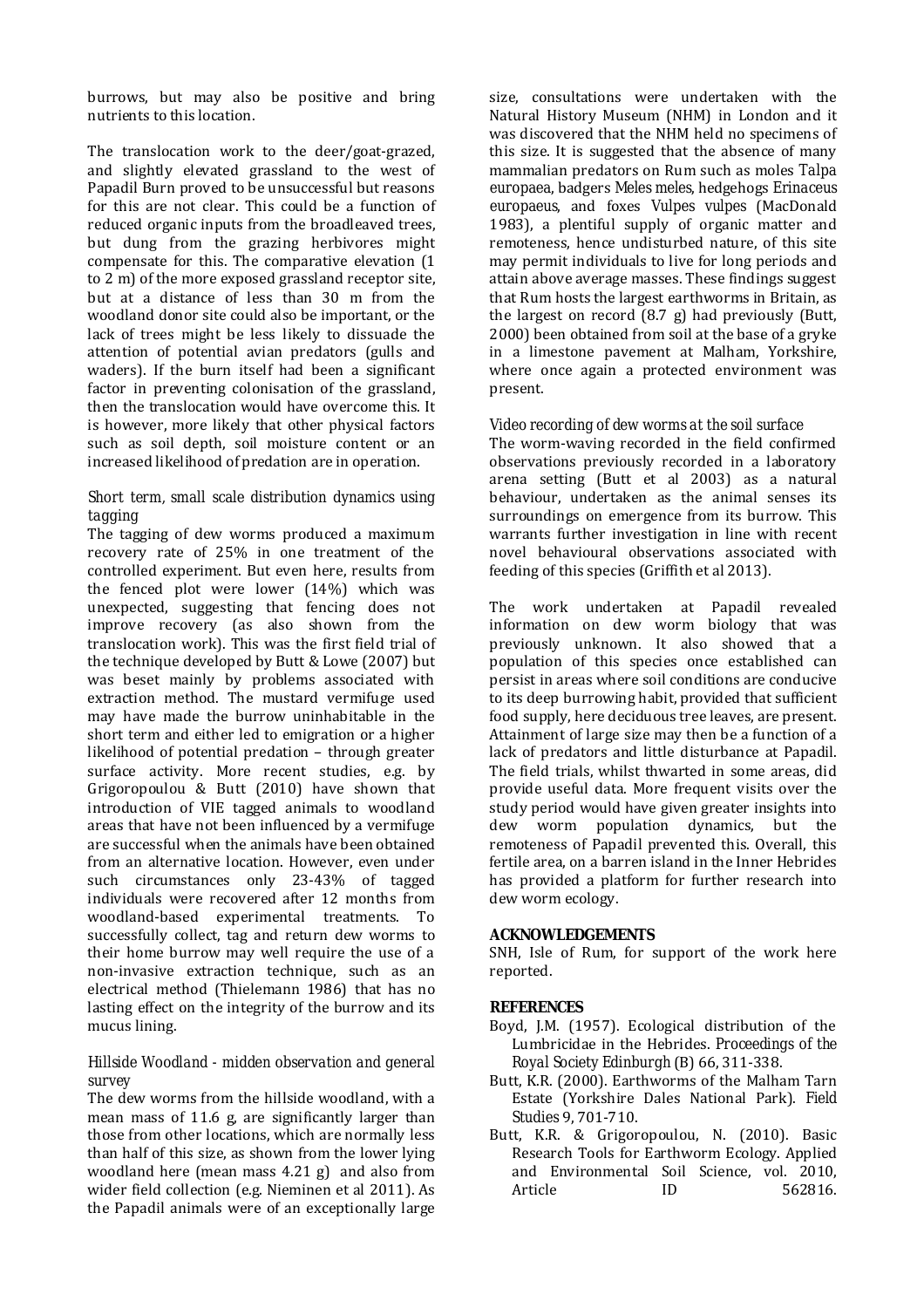burrows, but may also be positive and bring nutrients to this location.

The translocation work to the deer/goat-grazed, and slightly elevated grassland to the west of Papadil Burn proved to be unsuccessful but reasons for this are not clear. This could be a function of reduced organic inputs from the broadleaved trees, but dung from the grazing herbivores might compensate for this. The comparative elevation (1 to 2 m) of the more exposed grassland receptor site, but at a distance of less than 30 m from the woodland donor site could also be important, or the lack of trees might be less likely to dissuade the attention of potential avian predators (gulls and waders). If the burn itself had been a significant factor in preventing colonisation of the grassland, then the translocation would have overcome this. It is however, more likely that other physical factors such as soil depth, soil moisture content or an increased likelihood of predation are in operation.

### *Short term, small scale distribution dynamics using tagging*

The tagging of dew worms produced a maximum recovery rate of 25% in one treatment of the controlled experiment. But even here, results from the fenced plot were lower (14%) which was unexpected, suggesting that fencing does not improve recovery (as also shown from the translocation work). This was the first field trial of the technique developed by Butt & Lowe (2007) but was beset mainly by problems associated with extraction method. The mustard vermifuge used may have made the burrow uninhabitable in the short term and either led to emigration or a higher likelihood of potential predation – through greater surface activity. More recent studies, e.g. by Grigoropoulou & Butt (2010) have shown that introduction of VIE tagged animals to woodland areas that have not been influenced by a vermifuge are successful when the animals have been obtained from an alternative location. However, even under such circumstances only 23-43% of tagged individuals were recovered after 12 months from woodland-based experimental treatments. To successfully collect, tag and return dew worms to their home burrow may well require the use of a non-invasive extraction technique, such as an electrical method (Thielemann 1986) that has no lasting effect on the integrity of the burrow and its mucus lining.

### *Hillside Woodland - midden observation and general survey*

The dew worms from the hillside woodland, with a mean mass of 11.6 g, are significantly larger than those from other locations, which are normally less than half of this size, as shown from the lower lying woodland here (mean mass 4.21 g) and also from wider field collection (e.g. Nieminen et al 2011). As the Papadil animals were of an exceptionally large size, consultations were undertaken with the Natural History Museum (NHM) in London and it was discovered that the NHM held no specimens of this size. It is suggested that the absence of many mammalian predators on Rum such as moles *Talpa europaea*, badgers *Meles meles*, hedgehogs *Erinaceus europaeus*, and foxes *Vulpes vulpes* (MacDonald 1983), a plentiful supply of organic matter and remoteness, hence undisturbed nature, of this site may permit individuals to live for long periods and attain above average masses. These findings suggest that Rum hosts the largest earthworms in Britain, as the largest on record (8.7 g) had previously (Butt, 2000) been obtained from soil at the base of a gryke in a limestone pavement at Malham, Yorkshire, where once again a protected environment was present.

### *Video recording of dew worms at the soil surface*

The worm-waving recorded in the field confirmed observations previously recorded in a laboratory arena setting (Butt et al 2003) as a natural behaviour, undertaken as the animal senses its surroundings on emergence from its burrow. This warrants further investigation in line with recent novel behavioural observations associated with feeding of this species (Griffith et al 2013).

The work undertaken at Papadil revealed information on dew worm biology that was previously unknown. It also showed that a population of this species once established can persist in areas where soil conditions are conducive to its deep burrowing habit, provided that sufficient food supply, here deciduous tree leaves, are present. Attainment of large size may then be a function of a lack of predators and little disturbance at Papadil. The field trials, whilst thwarted in some areas, did provide useful data. More frequent visits over the study period would have given greater insights into dew worm population dynamics, but the remoteness of Papadil prevented this. Overall, this fertile area, on a barren island in the Inner Hebrides has provided a platform for further research into dew worm ecology.

## ACKNOWLEDGEMENTS

SNH, Isle of Rum, for support of the work here reported.

## REFERENCES

- Boyd, J.M. (1957). Ecological distribution of the Lumbricidae in the Hebrides. *Proceedings of the Royal Society Edinburgh* (B) 66, 311-338.
- Butt, K.R. (2000). Earthworms of the Malham Tarn Estate (Yorkshire Dales National Park). *Field Studies* 9, 701-710.
- Butt, K.R. & Grigoropoulou, N. (2010). Basic Research Tools for Earthworm Ecology. Applied and Environmental Soil Science, vol. 2010, Article ID 562816.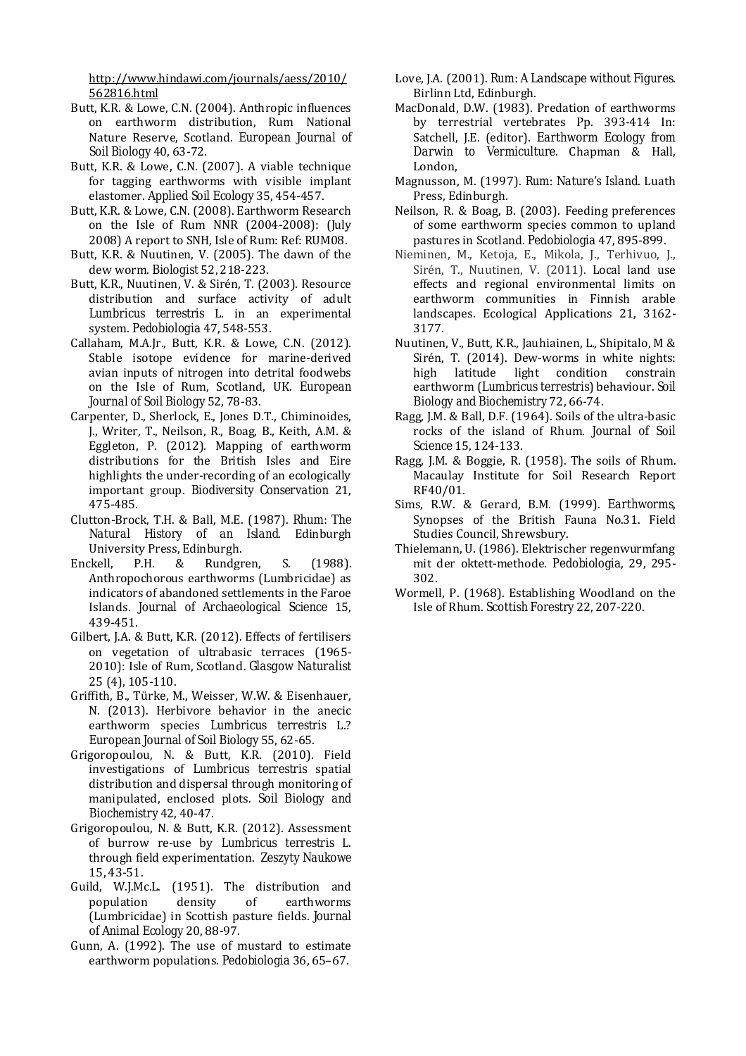http://www.hindawi.com/journals/aess/2010/562816.html

Butt, K.R. & Lowe, C.N. (2004). Anthropic influences on earthworm distribution, Rum National Nature Reserve, Scotland. *European Journal of Soil Biology* 40, 63-72.

Butt, K.R. & Lowe, C.N. (2007). A viable technique for tagging earthworms with visible implant elastomer. *Applied Soil Ecology* 35, 454-457.

Butt, K.R. & Lowe, C.N. (2008). Earthworm Research on the Isle of Rum NNR (2004-2008): (July 2008) A report to SNH, Isle of Rum: Ref: RUM08.

Butt, K.R. & Nuutinen, V. (2005). The dawn of the dew worm. *Biologist* 52, 218-223.

Butt, K.R., Nuutinen, V. & Sirén, T. (2003). Resource distribution and surface activity of adult *Lumbricus terrestris* L. in an experimental system. *Pedobiologia* 47, 548-553.

Callaham, M.A.Jr., Butt, K.R. & Lowe, C.N. (2012). Stable isotope evidence for marine-derived avian inputs of nitrogen into detrital foodwebs on the Isle of Rum, Scotland, UK. *European Journal of Soil Biology* 52, 78-83.

Carpenter, D., Sherlock, E., Jones D.T., Chiminoides, J., Writer, T., Neilson, R., Boag, B., Keith, A.M. & Eggleton, P. (2012). Mapping of earthworm distributions for the British Isles and Eire highlights the under-recording of an ecologically important group. *Biodiversity Conservation* 21, 475-485.

Clutton-Brock, T.H. & Ball, M.E. (1987). *Rhum: The Natural History of an Island.* Edinburgh University Press, Edinburgh.

Enckell, P.H. & Rundgren, S. (1988). Anthropochorous earthworms (Lumbricidae) as indicators of abandoned settlements in the Faroe Islands. *Journal of Archaeological Science* 15, 439-451.

Gilbert, J.A. & Butt, K.R. (2012). Effects of fertilisers on vegetation of ultrabasic terraces (1965-2010): Isle of Rum, Scotland. *Glasgow Naturalist* 25 (4), 105-110.

Griffith, B., Türke, M., Weisser, W.W. & Eisenhauer, N. (2013). Herbivore behavior in the anecic earthworm species *Lumbricus terrestris* L.? *European Journal of Soil Biology* 55, 62-65.

Grigoropoulou, N. & Butt, K.R. (2010). Field investigations of *Lumbricus terrestris* spatial distribution and dispersal through monitoring of manipulated, enclosed plots. *Soil Biology and Biochemistry* 42, 40-47.

Grigoropoulou, N. & Butt, K.R. (2012). Assessment of burrow re-use by *Lumbricus terrestris* L. through field experimentation. *Zeszyty Naukowe* 15, 43-51.

Guild, W.J.Mc.L. (1951). The distribution and population density of earthworms (Lumbricidae) in Scottish pasture fields. *Journal of Animal Ecology* 20, 88-97.

Gunn, A. (1992). The use of mustard to estimate earthworm populations. *Pedobiologia* 36, 65–67.

Love, J.A. (2001). *Rum: A Landscape without Figures.* Birlinn Ltd, Edinburgh.

MacDonald, D.W. (1983). Predation of earthworms by terrestrial vertebrates Pp. 393-414 In: Satchell, J.E. (editor). *Earthworm Ecology from Darwin to Vermiculture.* Chapman & Hall, London,

Magnusson, M. (1997). *Rum: Nature's Island.* Luath Press, Edinburgh.

Neilson, R. & Boag, B. (2003). Feeding preferences of some earthworm species common to upland pastures in Scotland. *Pedobiologia* 47, 895-899.

Nieminen, M., Ketoja, E., Mikola, J., Terhivuo, J., Sirén, T., Nuutinen, V. (2011). Local land use effects and regional environmental limits on earthworm communities in Finnish arable landscapes. *Ecological Applications* 21, 3162-3177.

Nuutinen, V., Butt, K.R., Jauhiainen, L., Shipitalo, M & Sirén, T. (2014). Dew-worms in white nights: high latitude light condition constrain earthworm (*Lumbricus terrestris*) behaviour. *Soil Biology and Biochemistry* 72, 66-74.

Ragg, J.M. & Ball, D.F. (1964). Soils of the ultra-basic rocks of the island of Rhum. *Journal of Soil Science* 15, 124-133.

Ragg, J.M. & Boggie, R. (1958). The soils of Rhum. Macaulay Institute for Soil Research Report RF40/01.

Sims, R.W. & Gerard, B.M. (1999). *Earthworms, Synopses of the British Fauna No.31.* Field Studies Council, Shrewsbury.

Thielemann, U. (1986). Elektrischer regenwurmfang mit der oktett-methode. *Pedobiologia*, 29, 295-302.

Wormell, P. (1968). Establishing Woodland on the Isle of Rhum. *Scottish Forestry* 22, 207-220.